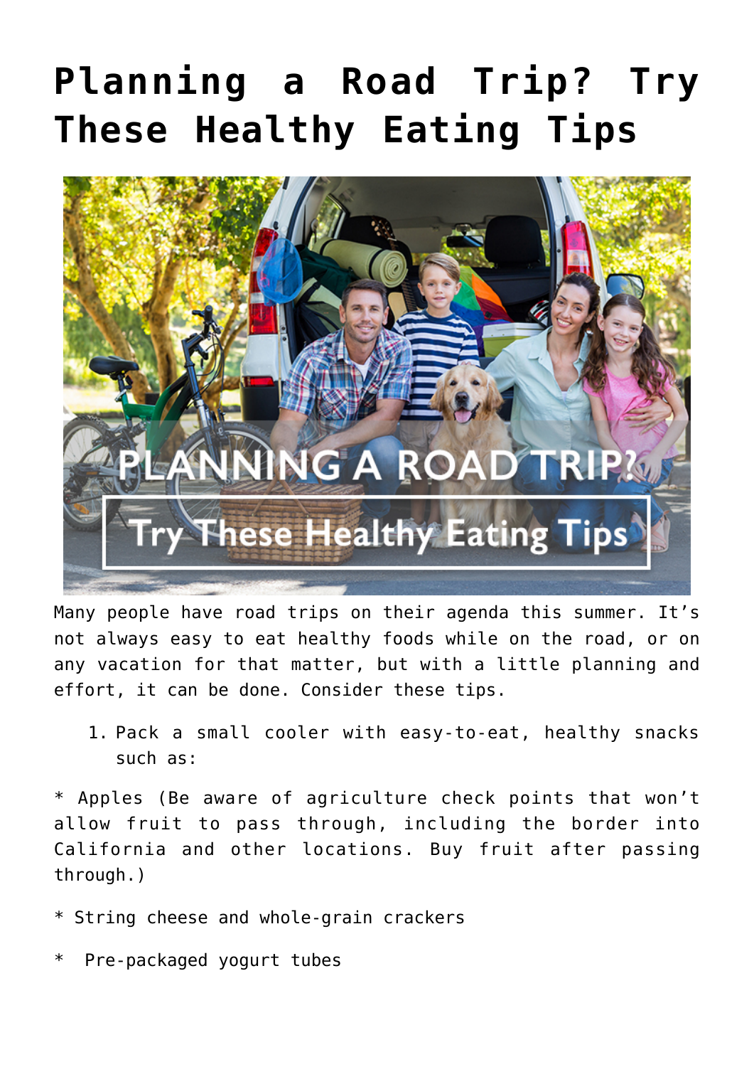# Planning a Road Trip? Try These Healthy Eating Tips

Many people have road trips on their agenda this summer. It's not always easy to eat healthy foods while on the road, or on any vacation for that matter, but with a little planning and effort, it can be done. Consider these tips.

1. Pack a small cooler with easy-to-eat, healthy snacks such as:

* Apples (Be aware of agriculture check points that won't allow fruit to pass through, including the border into California and other locations. Buy fruit after passing through.)

* String cheese and whole-grain crackers

* Pre-packaged yogurt tubes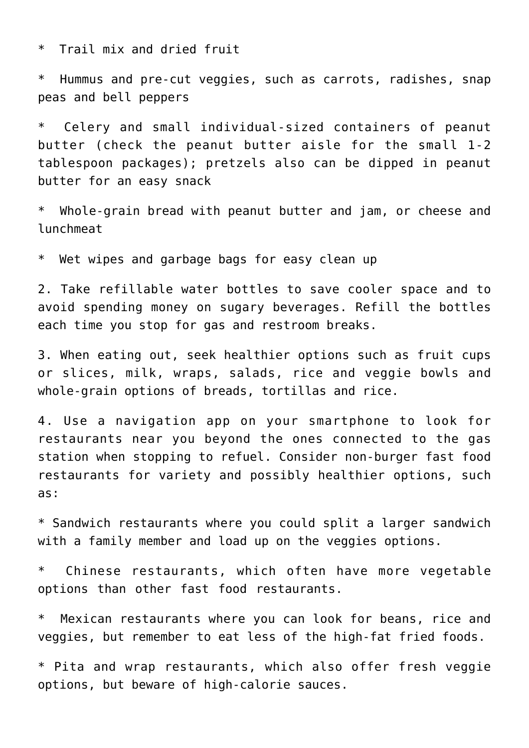* Trail mix and dried fruit

* Hummus and pre-cut veggies, such as carrots, radishes, snap peas and bell peppers

* Celery and small individual-sized containers of peanut butter (check the peanut butter aisle for the small 1-2 tablespoon packages); pretzels also can be dipped in peanut butter for an easy snack

* Whole-grain bread with peanut butter and jam, or cheese and lunchmeat

* Wet wipes and garbage bags for easy clean up

2. Take refillable water bottles to save cooler space and to avoid spending money on sugary beverages. Refill the bottles each time you stop for gas and restroom breaks.

3. When eating out, seek healthier options such as fruit cups or slices, milk, wraps, salads, rice and veggie bowls and whole-grain options of breads, tortillas and rice.

4. Use a navigation app on your smartphone to look for restaurants near you beyond the ones connected to the gas station when stopping to refuel. Consider non-burger fast food restaurants for variety and possibly healthier options, such as:

* Sandwich restaurants where you could split a larger sandwich with a family member and load up on the veggies options.

* Chinese restaurants, which often have more vegetable options than other fast food restaurants.

* Mexican restaurants where you can look for beans, rice and veggies, but remember to eat less of the high-fat fried foods.

* Pita and wrap restaurants, which also offer fresh veggie options, but beware of high-calorie sauces.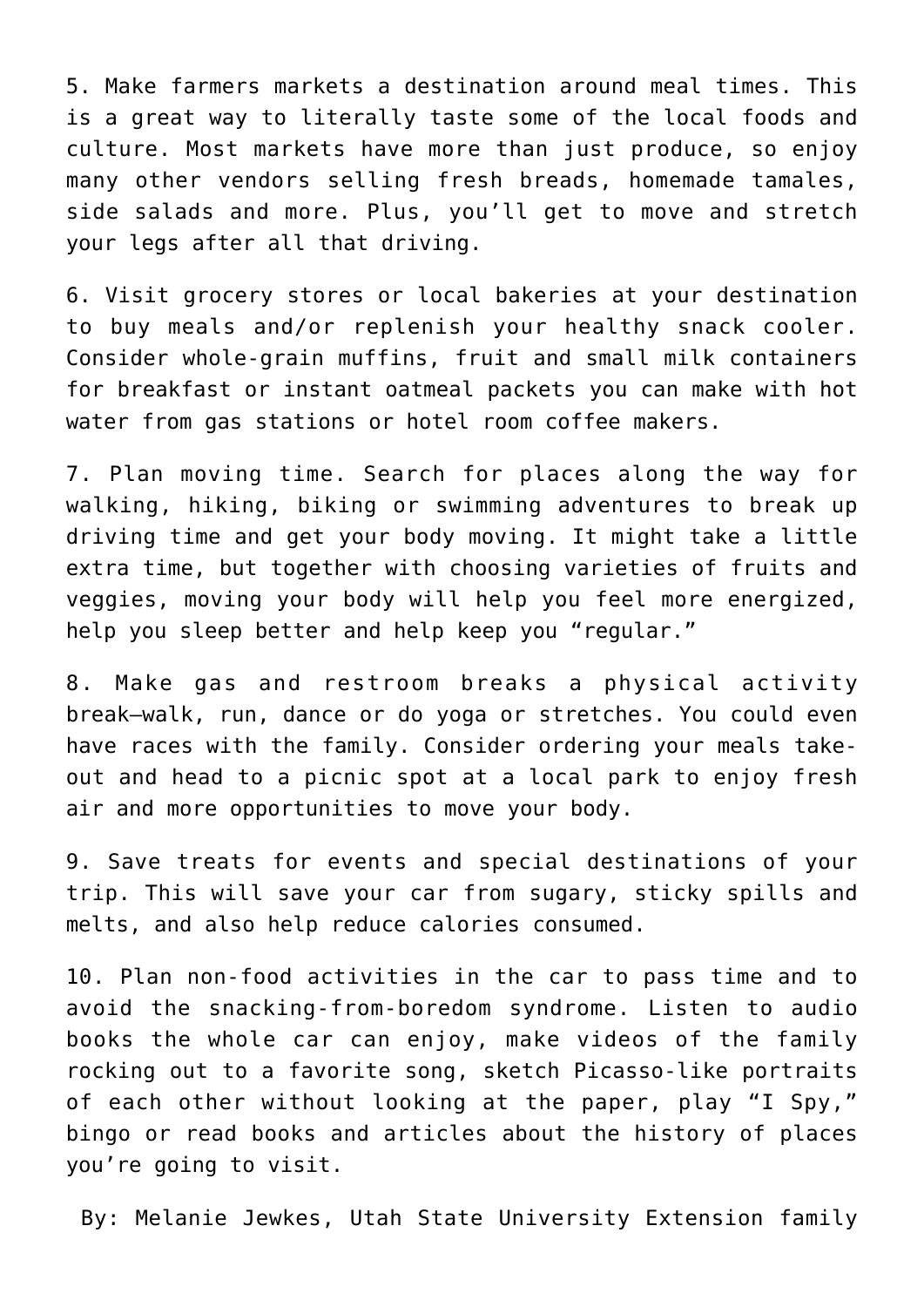5. Make farmers markets a destination around meal times. This is a great way to literally taste some of the local foods and culture. Most markets have more than just produce, so enjoy many other vendors selling fresh breads, homemade tamales, side salads and more. Plus, you'll get to move and stretch your legs after all that driving.

6. Visit grocery stores or local bakeries at your destination to buy meals and/or replenish your healthy snack cooler. Consider whole-grain muffins, fruit and small milk containers for breakfast or instant oatmeal packets you can make with hot water from gas stations or hotel room coffee makers.

7. Plan moving time. Search for places along the way for walking, hiking, biking or swimming adventures to break up driving time and get your body moving. It might take a little extra time, but together with choosing varieties of fruits and veggies, moving your body will help you feel more energized, help you sleep better and help keep you "regular."

8. Make gas and restroom breaks a physical activity break—walk, run, dance or do yoga or stretches. You could even have races with the family. Consider ordering your meals take-out and head to a picnic spot at a local park to enjoy fresh air and more opportunities to move your body.

9. Save treats for events and special destinations of your trip. This will save your car from sugary, sticky spills and melts, and also help reduce calories consumed.

10. Plan non-food activities in the car to pass time and to avoid the snacking-from-boredom syndrome. Listen to audio books the whole car can enjoy, make videos of the family rocking out to a favorite song, sketch Picasso-like portraits of each other without looking at the paper, play "I Spy," bingo or read books and articles about the history of places you're going to visit.

By: Melanie Jewkes, Utah State University Extension family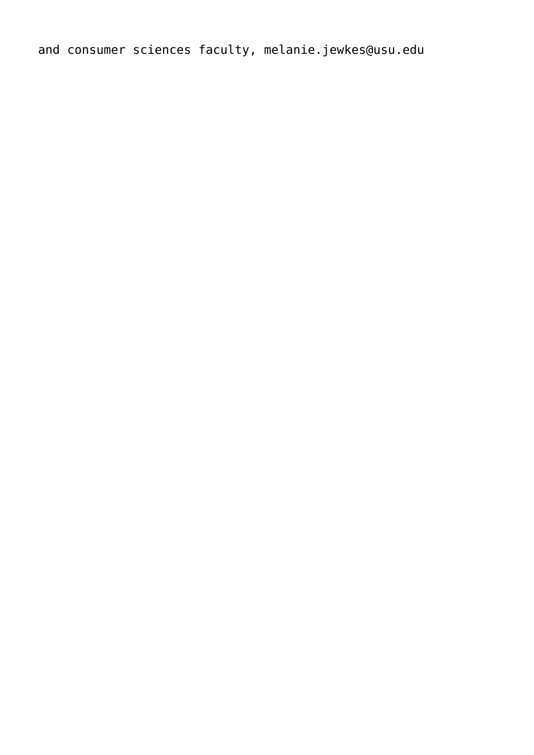and consumer sciences faculty, melanie.jewkes@usu.edu